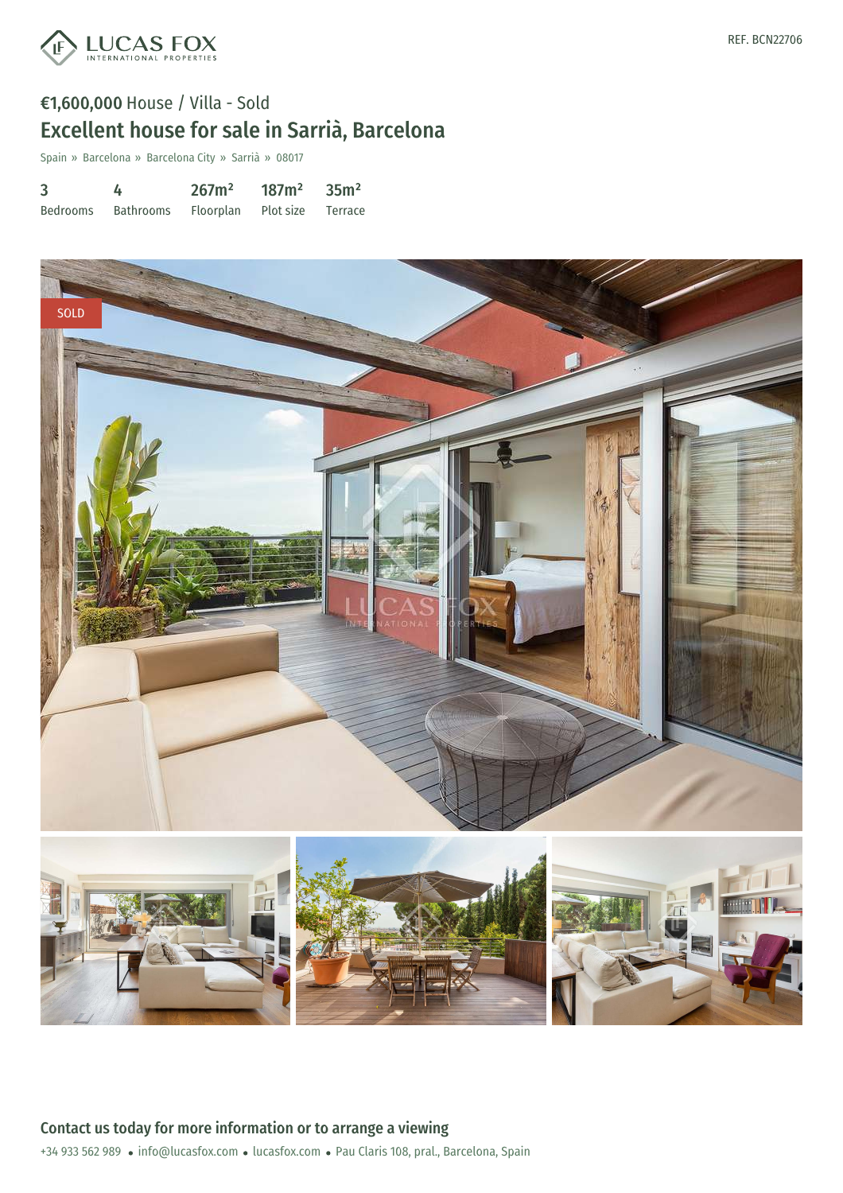REF. BCN22706

**€1,600,000** House / Villa - Sold

# Excellent house for sale in Sarrià, Barcelona

Spain » Barcelona » Barcelona City » Sarrià » 08017

| 3 | 4 | 267m² | 187m² | 35m² |
|---|---|---|---|---|
| Bedrooms | Bathrooms | Floorplan | Plot size | Terrace |

SOLD

## Contact us today for more information or to arrange a viewing

+34 933 562 989 • info@lucasfox.com • lucasfox.com • Pau Claris 108, pral., Barcelona, Spain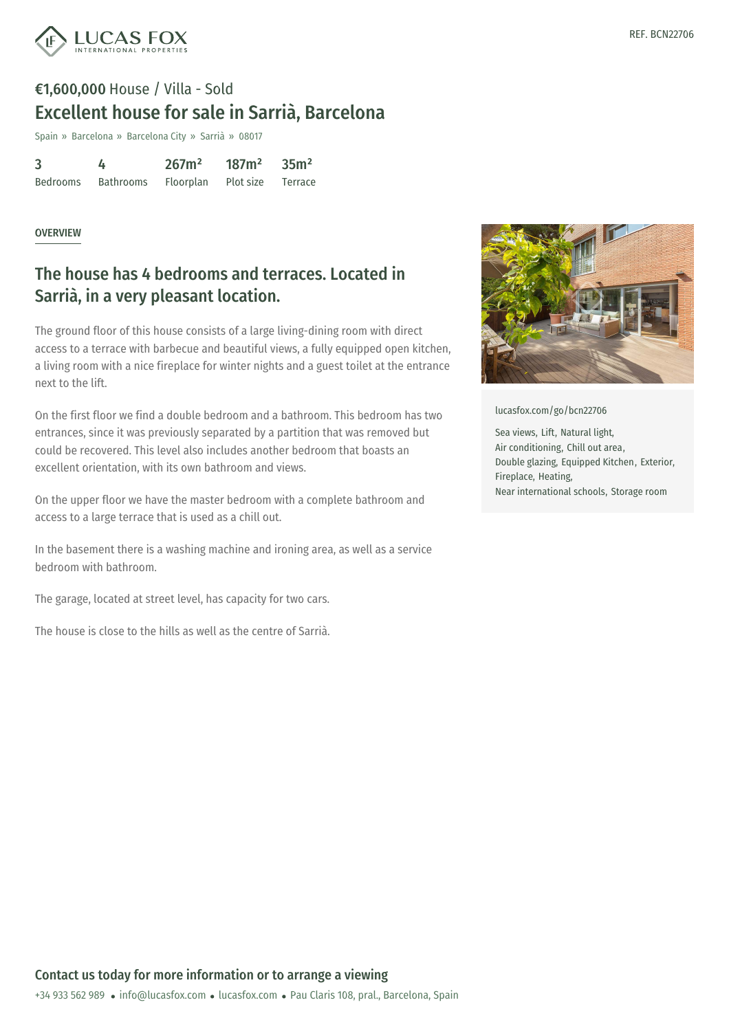REF. BCN22706

**€1,600,000** House / Villa - Sold

# Excellent house for sale in Sarrià, Barcelona

Spain » Barcelona » Barcelona City » Sarrià » 08017

| 3 | 4 | 267m² | 187m² | 35m² |
|---|---|---|---|---|
| Bedrooms | Bathrooms | Floorplan | Plot size | Terrace |

## OVERVIEW

## The house has 4 bedrooms and terraces. Located in Sarrià, in a very pleasant location.

The ground floor of this house consists of a large living-dining room with direct access to a terrace with barbecue and beautiful views, a fully equipped open kitchen, a living room with a nice fireplace for winter nights and a guest toilet at the entrance next to the lift.

On the first floor we find a double bedroom and a bathroom. This bedroom has two entrances, since it was previously separated by a partition that was removed but could be recovered. This level also includes another bedroom that boasts an excellent orientation, with its own bathroom and views.

On the upper floor we have the master bedroom with a complete bathroom and access to a large terrace that is used as a chill out.

In the basement there is a washing machine and ironing area, as well as a service bedroom with bathroom.

The garage, located at street level, has capacity for two cars.

The house is close to the hills as well as the centre of Sarrià.

lucasfox.com/go/bcn22706

Sea views, Lift, Natural light, Air conditioning, Chill out area, Double glazing, Equipped Kitchen, Exterior, Fireplace, Heating, Near international schools, Storage room

## Contact us today for more information or to arrange a viewing

+34 933 562 989 • info@lucasfox.com • lucasfox.com • Pau Claris 108, pral., Barcelona, Spain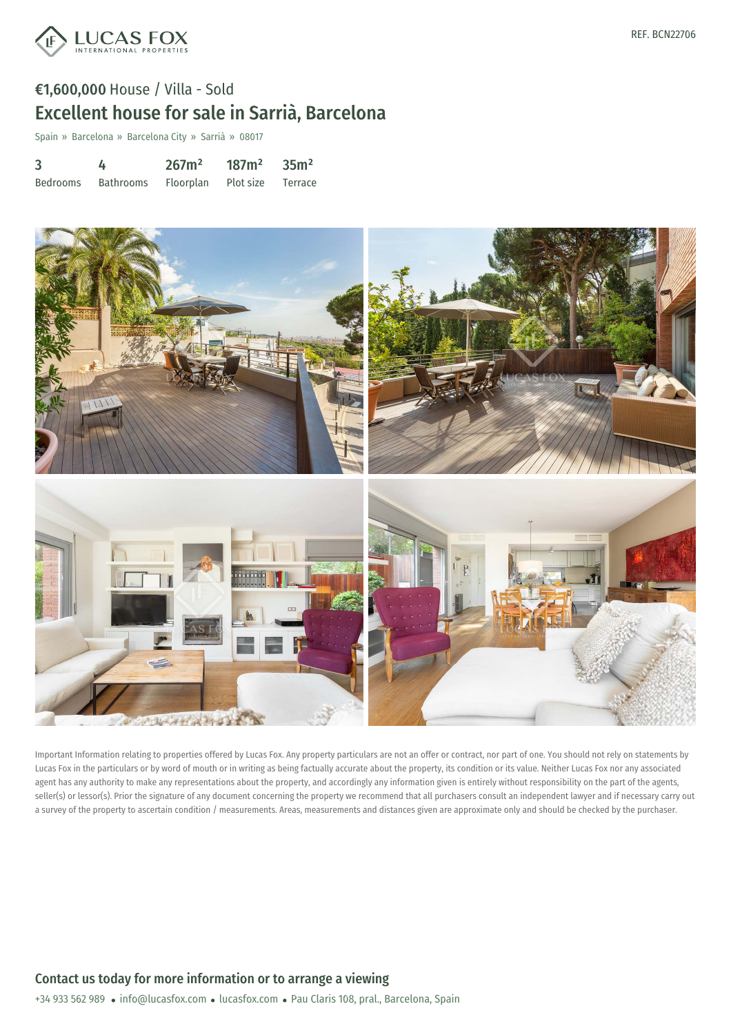REF. BCN22706

**€1,600,000** House / Villa - Sold

# Excellent house for sale in Sarrià, Barcelona

Spain » Barcelona » Barcelona City » Sarrià » 08017

| 3 | 4 | 267m² | 187m² | 35m² |
|---|---|---|---|---|
| Bedrooms | Bathrooms | Floorplan | Plot size | Terrace |

Important Information relating to properties offered by Lucas Fox. Any property particulars are not an offer or contract, nor part of one. You should not rely on statements by Lucas Fox in the particulars or by word of mouth or in writing as being factually accurate about the property, its condition or its value. Neither Lucas Fox nor any associated agent has any authority to make any representations about the property, and accordingly any information given is entirely without responsibility on the part of the agents, seller(s) or lessor(s). Prior the signature of any document concerning the property we recommend that all purchasers consult an independent lawyer and if necessary carry out a survey of the property to ascertain condition / measurements. Areas, measurements and distances given are approximate only and should be checked by the purchaser.

## Contact us today for more information or to arrange a viewing

+34 933 562 989 • info@lucasfox.com • lucasfox.com • Pau Claris 108, pral., Barcelona, Spain